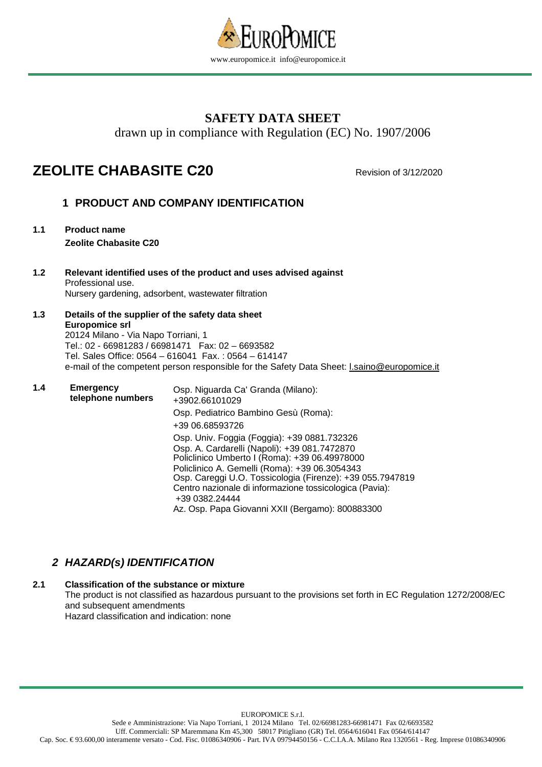# SAFETY DATA SHEET

drawn up in compliance with Regulation (EC) No. 1907/2006

# ZEOLITE CHABASITE C20

Revision of 3/12/2020

## 1 PRODUCT AND COMPANY IDENTIFICATION

**1.1 Product name**

**Zeolite Chabasite C20**

**1.2 Relevant identified uses of the product and uses advised against**

Professional use.
Nursery gardening, adsorbent, wastewater filtration

**1.3 Details of the supplier of the safety data sheet**

**Europomice srl**
20124 Milano - Via Napo Torriani, 1
Tel.: 02 - 66981283 / 66981471 Fax: 02 – 6693582
Tel. Sales Office: 0564 – 616041 Fax. : 0564 – 614147
e-mail of the competent person responsible for the Safety Data Sheet: l.saino@europomice.it

**1.4 Emergency telephone numbers**

Osp. Niguarda Ca' Granda (Milano): +3902.66101029
Osp. Pediatrico Bambino Gesù (Roma): +39 06.68593726
Osp. Univ. Foggia (Foggia): +39 0881.732326
Osp. A. Cardarelli (Napoli): +39 081.7472870
Policlinico Umberto I (Roma): +39 06.49978000
Policlinico A. Gemelli (Roma): +39 06.3054343
Osp. Careggi U.O. Tossicologia (Firenze): +39 055.7947819
Centro nazionale di informazione tossicologica (Pavia): +39 0382.24444
Az. Osp. Papa Giovanni XXII (Bergamo): 800883300

## *2 HAZARD(s) IDENTIFICATION*

**2.1 Classification of the substance or mixture**

The product is not classified as hazardous pursuant to the provisions set forth in EC Regulation 1272/2008/EC and subsequent amendments
Hazard classification and indication: none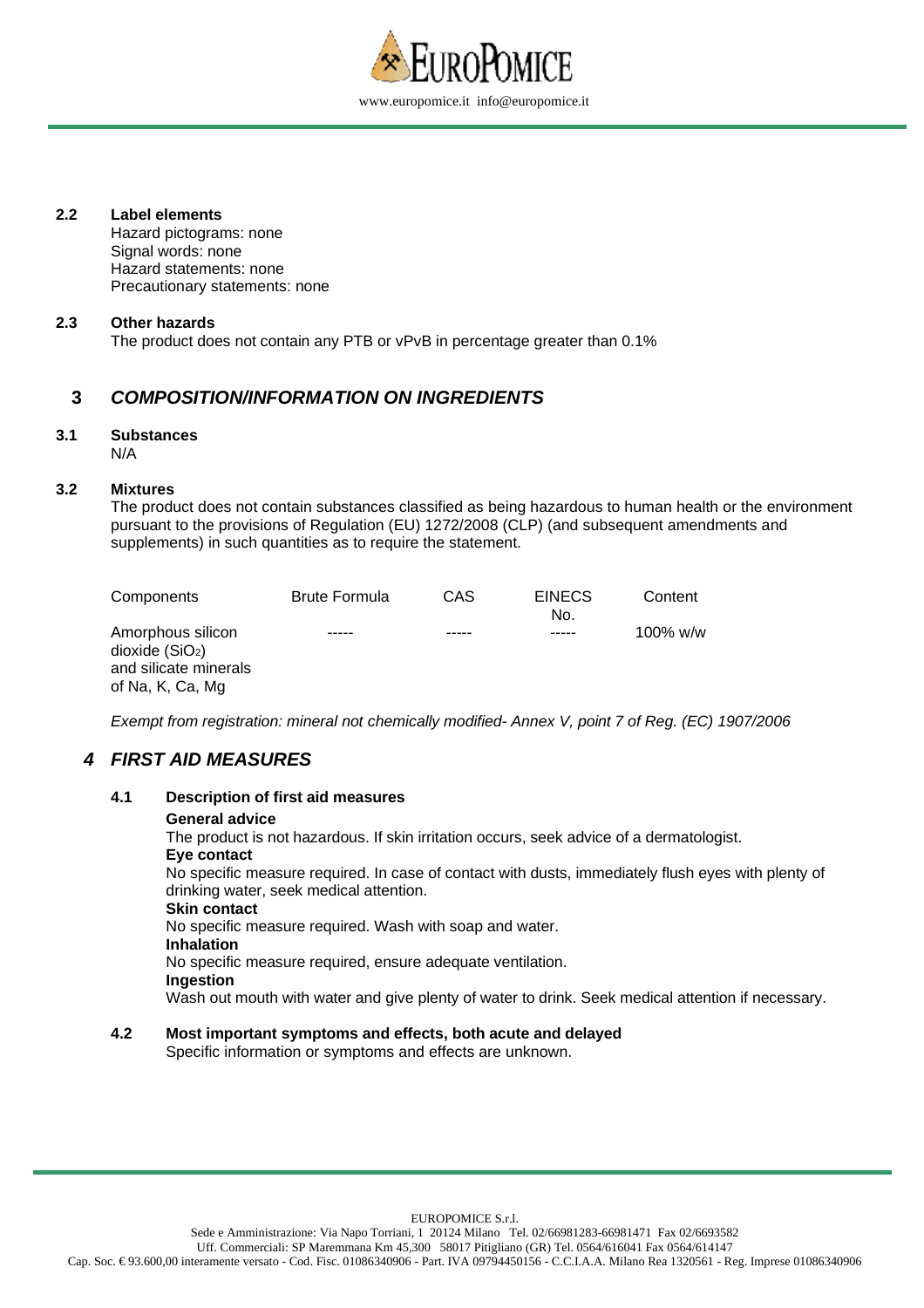**2.2 Label elements**

Hazard pictograms: none
Signal words: none
Hazard statements: none
Precautionary statements: none

**2.3 Other hazards**

The product does not contain any PTB or vPvB in percentage greater than 0.1%

## 3 *COMPOSITION/INFORMATION ON INGREDIENTS*

**3.1 Substances**

N/A

**3.2 Mixtures**

The product does not contain substances classified as being hazardous to human health or the environment pursuant to the provisions of Regulation (EU) 1272/2008 (CLP) (and subsequent amendments and supplements) in such quantities as to require the statement.

| Components | Brute Formula | CAS | EINECS No. | Content |
|---|---|---|---|---|
| Amorphous silicon dioxide ($SiO_2$) and silicate minerals of Na, K, Ca, Mg | ----- | ----- | ----- | 100% w/w |

*Exempt from registration: mineral not chemically modified- Annex V, point 7 of Reg. (EC) 1907/2006*

## *4 FIRST AID MEASURES*

**4.1 Description of first aid measures**

**General advice**
The product is not hazardous. If skin irritation occurs, seek advice of a dermatologist.
**Eye contact**
No specific measure required. In case of contact with dusts, immediately flush eyes with plenty of drinking water, seek medical attention.
**Skin contact**
No specific measure required. Wash with soap and water.
**Inhalation**
No specific measure required, ensure adequate ventilation.
**Ingestion**
Wash out mouth with water and give plenty of water to drink. Seek medical attention if necessary.

**4.2 Most important symptoms and effects, both acute and delayed**

Specific information or symptoms and effects are unknown.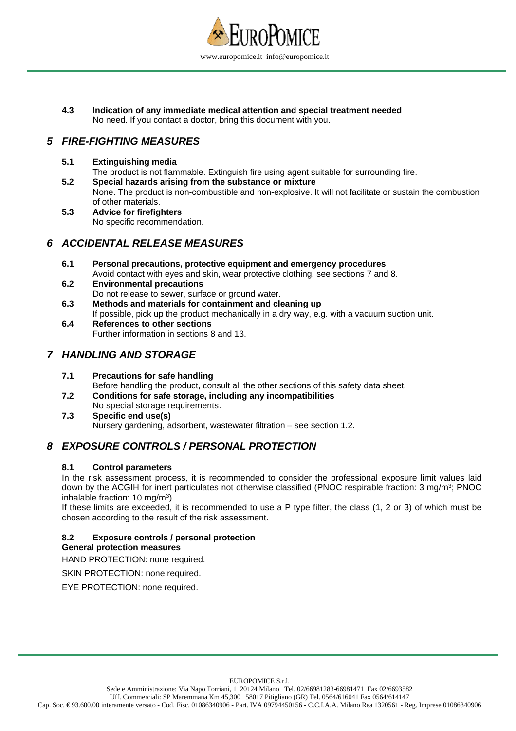**4.3 Indication of any immediate medical attention and special treatment needed**
No need. If you contact a doctor, bring this document with you.

## *5 FIRE-FIGHTING MEASURES*

**5.1 Extinguishing media**
The product is not flammable. Extinguish fire using agent suitable for surrounding fire.

**5.2 Special hazards arising from the substance or mixture**
None. The product is non-combustible and non-explosive. It will not facilitate or sustain the combustion of other materials.

**5.3 Advice for firefighters**
No specific recommendation.

## *6 ACCIDENTAL RELEASE MEASURES*

**6.1 Personal precautions, protective equipment and emergency procedures**
Avoid contact with eyes and skin, wear protective clothing, see sections 7 and 8.

**6.2 Environmental precautions**
Do not release to sewer, surface or ground water.

**6.3 Methods and materials for containment and cleaning up**
If possible, pick up the product mechanically in a dry way, e.g. with a vacuum suction unit.

**6.4 References to other sections**
Further information in sections 8 and 13.

## *7 HANDLING AND STORAGE*

**7.1 Precautions for safe handling**
Before handling the product, consult all the other sections of this safety data sheet.

**7.2 Conditions for safe storage, including any incompatibilities**
No special storage requirements.

**7.3 Specific end use(s)**
Nursery gardening, adsorbent, wastewater filtration – see section 1.2.

## *8 EXPOSURE CONTROLS / PERSONAL PROTECTION*

**8.1 Control parameters**

In the risk assessment process, it is recommended to consider the professional exposure limit values laid down by the ACGIH for inert particulates not otherwise classified (PNOC respirable fraction: 3 mg/m$^3$; PNOC inhalable fraction: 10 mg/m$^3$).

If these limits are exceeded, it is recommended to use a P type filter, the class (1, 2 or 3) of which must be chosen according to the result of the risk assessment.

**8.2 Exposure controls / personal protection**
**General protection measures**

HAND PROTECTION: none required.

SKIN PROTECTION: none required.

EYE PROTECTION: none required.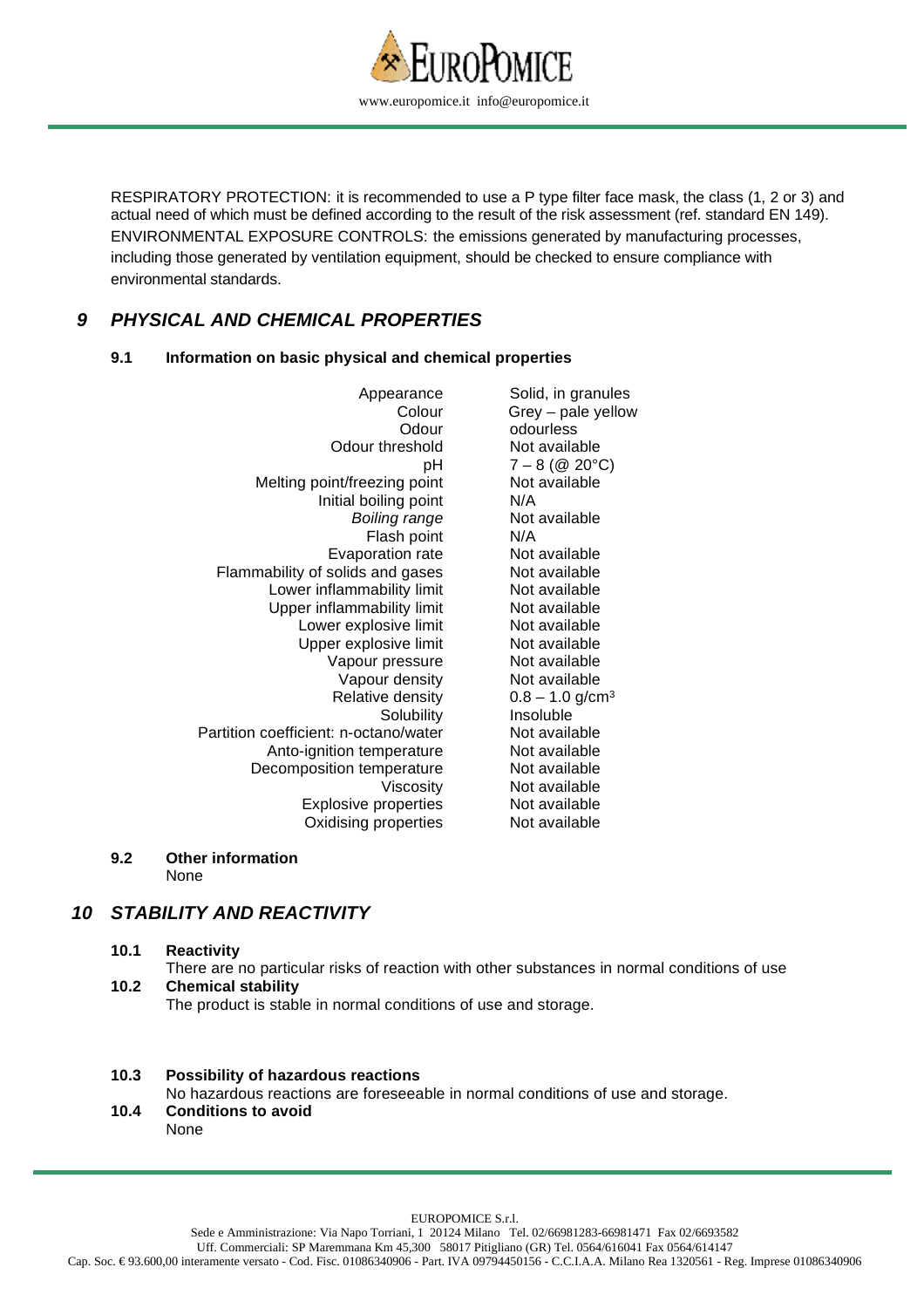RESPIRATORY PROTECTION: it is recommended to use a P type filter face mask, the class (1, 2 or 3) and actual need of which must be defined according to the result of the risk assessment (ref. standard EN 149).
ENVIRONMENTAL EXPOSURE CONTROLS: the emissions generated by manufacturing processes, including those generated by ventilation equipment, should be checked to ensure compliance with environmental standards.

## *9 PHYSICAL AND CHEMICAL PROPERTIES*

### 9.1 Information on basic physical and chemical properties

| Property | Value |
| --- | --- |
| Appearance | Solid, in granules |
| Colour | Grey – pale yellow |
| Odour | odourless |
| Odour threshold | Not available |
| pH | 7 – 8 (@ 20°C) |
| Melting point/freezing point | Not available |
| Initial boiling point | N/A |
| *Boiling range* | Not available |
| Flash point | N/A |
| Evaporation rate | Not available |
| Flammability of solids and gases | Not available |
| Lower inflammability limit | Not available |
| Upper inflammability limit | Not available |
| Lower explosive limit | Not available |
| Upper explosive limit | Not available |
| Vapour pressure | Not available |
| Vapour density | Not available |
| Relative density | 0.8 – 1.0 g/cm$^3$ |
| Solubility | Insoluble |
| Partition coefficient: n-octano/water | Not available |
| Anto-ignition temperature | Not available |
| Decomposition temperature | Not available |
| Viscosity | Not available |
| Explosive properties | Not available |
| Oxidising properties | Not available |

### 9.2 Other information

None

## *10 STABILITY AND REACTIVITY*

### 10.1 Reactivity

There are no particular risks of reaction with other substances in normal conditions of use

### 10.2 Chemical stability

The product is stable in normal conditions of use and storage.

### 10.3 Possibility of hazardous reactions

No hazardous reactions are foreseeable in normal conditions of use and storage.

### 10.4 Conditions to avoid

None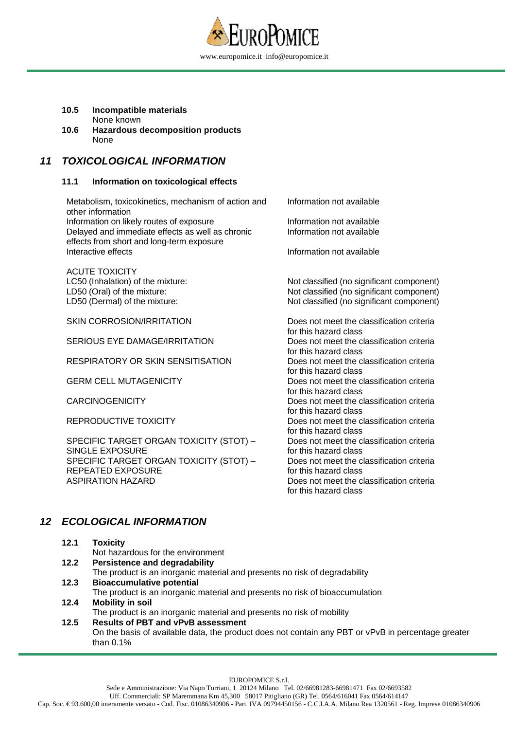**10.5 Incompatible materials**

None known

**10.6 Hazardous decomposition products**

None

## *11 TOXICOLOGICAL INFORMATION*

### 11.1 Information on toxicological effects

| | |
|---|---|
| Metabolism, toxicokinetics, mechanism of action and other information | Information not available |
| Information on likely routes of exposure | Information not available |
| Delayed and immediate effects as well as chronic effects from short and long-term exposure | Information not available |
| Interactive effects | Information not available |

ACUTE TOXICITY

| | |
|---|---|
| LC50 (Inhalation) of the mixture: | Not classified (no significant component) |
| LD50 (Oral) of the mixture: | Not classified (no significant component) |
| LD50 (Dermal) of the mixture: | Not classified (no significant component) |

| | |
|---|---|
| SKIN CORROSION/IRRITATION | Does not meet the classification criteria for this hazard class |
| SERIOUS EYE DAMAGE/IRRITATION | Does not meet the classification criteria for this hazard class |
| RESPIRATORY OR SKIN SENSITISATION | Does not meet the classification criteria for this hazard class |
| GERM CELL MUTAGENICITY | Does not meet the classification criteria for this hazard class |
| CARCINOGENICITY | Does not meet the classification criteria for this hazard class |
| REPRODUCTIVE TOXICITY | Does not meet the classification criteria for this hazard class |
| SPECIFIC TARGET ORGAN TOXICITY (STOT) – SINGLE EXPOSURE | Does not meet the classification criteria for this hazard class |
| SPECIFIC TARGET ORGAN TOXICITY (STOT) – REPEATED EXPOSURE | Does not meet the classification criteria for this hazard class |
| ASPIRATION HAZARD | Does not meet the classification criteria for this hazard class |

## *12 ECOLOGICAL INFORMATION*

**12.1 Toxicity**

Not hazardous for the environment

**12.2 Persistence and degradability**

The product is an inorganic material and presents no risk of degradability

**12.3 Bioaccumulative potential**

The product is an inorganic material and presents no risk of bioaccumulation

**12.4 Mobility in soil**

The product is an inorganic material and presents no risk of mobility

**12.5 Results of PBT and vPvB assessment**

On the basis of available data, the product does not contain any PBT or vPvB in percentage greater than 0.1%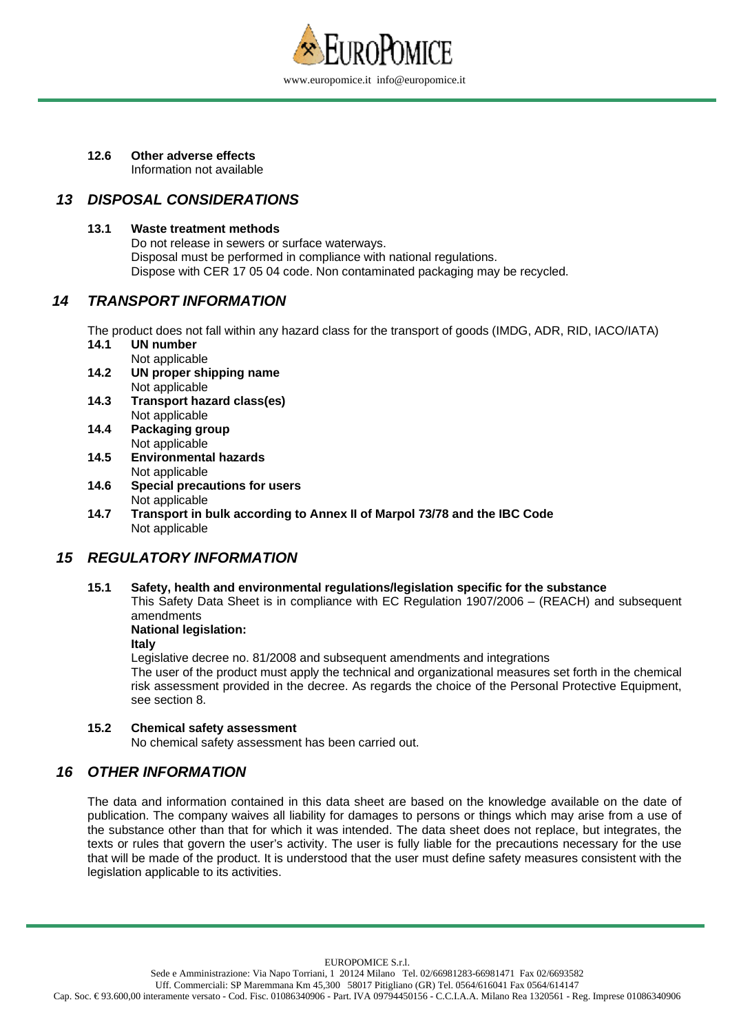**12.6 Other adverse effects**
Information not available

## 13 DISPOSAL CONSIDERATIONS

**13.1 Waste treatment methods**
Do not release in sewers or surface waterways.
Disposal must be performed in compliance with national regulations.
Dispose with CER 17 05 04 code. Non contaminated packaging may be recycled.

## 14 TRANSPORT INFORMATION

The product does not fall within any hazard class for the transport of goods (IMDG, ADR, RID, IACO/IATA)

**14.1 UN number**
Not applicable

**14.2 UN proper shipping name**
Not applicable

**14.3 Transport hazard class(es)**
Not applicable

**14.4 Packaging group**
Not applicable

**14.5 Environmental hazards**
Not applicable

**14.6 Special precautions for users**
Not applicable

**14.7 Transport in bulk according to Annex II of Marpol 73/78 and the IBC Code**
Not applicable

## 15 REGULATORY INFORMATION

**15.1 Safety, health and environmental regulations/legislation specific for the substance**
This Safety Data Sheet is in compliance with EC Regulation 1907/2006 – (REACH) and subsequent amendments
**National legislation:**
**Italy**
Legislative decree no. 81/2008 and subsequent amendments and integrations
The user of the product must apply the technical and organizational measures set forth in the chemical risk assessment provided in the decree. As regards the choice of the Personal Protective Equipment, see section 8.

**15.2 Chemical safety assessment**
No chemical safety assessment has been carried out.

## 16 OTHER INFORMATION

The data and information contained in this data sheet are based on the knowledge available on the date of publication. The company waives all liability for damages to persons or things which may arise from a use of the substance other than that for which it was intended. The data sheet does not replace, but integrates, the texts or rules that govern the user's activity. The user is fully liable for the precautions necessary for the use that will be made of the product. It is understood that the user must define safety measures consistent with the legislation applicable to its activities.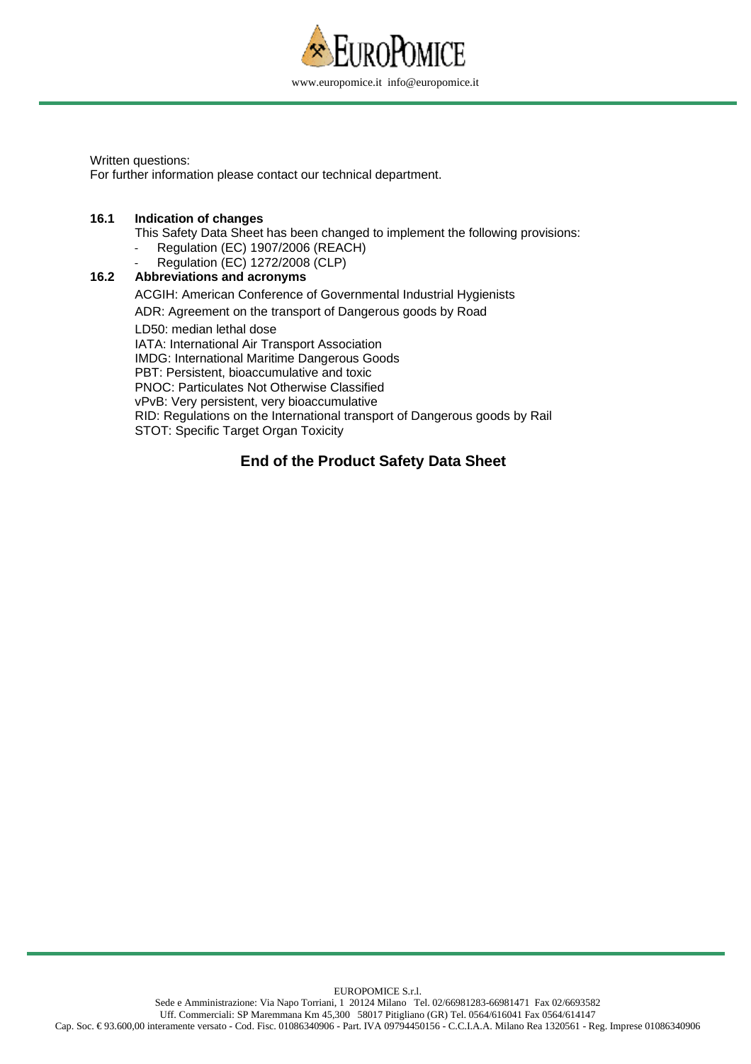Written questions:
For further information please contact our technical department.

### 16.1 Indication of changes

This Safety Data Sheet has been changed to implement the following provisions:

- Regulation (EC) 1907/2006 (REACH)
- Regulation (EC) 1272/2008 (CLP)

### 16.2 Abbreviations and acronyms

ACGIH: American Conference of Governmental Industrial Hygienists

ADR: Agreement on the transport of Dangerous goods by Road

LD50: median lethal dose
IATA: International Air Transport Association
IMDG: International Maritime Dangerous Goods
PBT: Persistent, bioaccumulative and toxic
PNOC: Particulates Not Otherwise Classified
vPvB: Very persistent, very bioaccumulative
RID: Regulations on the International transport of Dangerous goods by Rail
STOT: Specific Target Organ Toxicity

**End of the Product Safety Data Sheet**